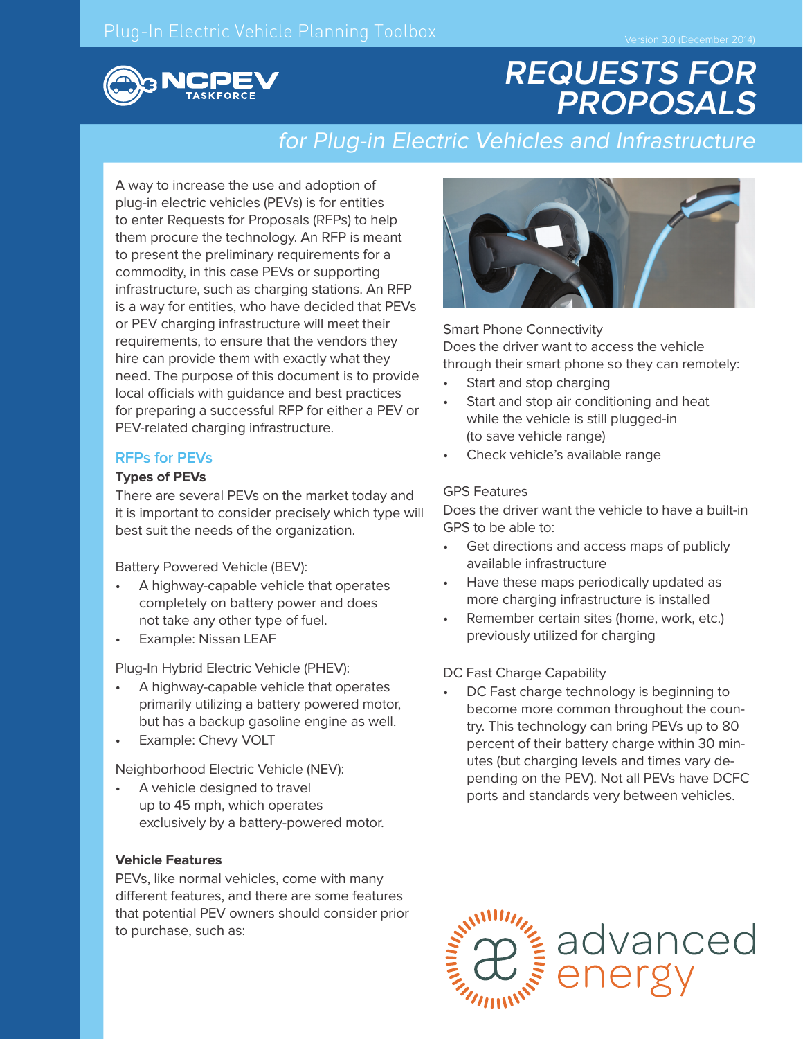Plug-In Electric Vehicle Planning Toolbox

Version 3.0 (December 2014)

NCPEV TASKFORCE

# REQUESTS FOR PROPOSALS

## *for Plug-in Electric Vehicles and Infrastructure*

A way to increase the use and adoption of plug-in electric vehicles (PEVs) is for entities to enter Requests for Proposals (RFPs) to help them procure the technology. An RFP is meant to present the preliminary requirements for a commodity, in this case PEVs or supporting infrastructure, such as charging stations. An RFP is a way for entities, who have decided that PEVs or PEV charging infrastructure will meet their requirements, to ensure that the vendors they hire can provide them with exactly what they need. The purpose of this document is to provide local officials with guidance and best practices for preparing a successful RFP for either a PEV or PEV-related charging infrastructure.

## RFPs for PEVs

### Types of PEVs

There are several PEVs on the market today and it is important to consider precisely which type will best suit the needs of the organization.

Battery Powered Vehicle (BEV):

- A highway-capable vehicle that operates completely on battery power and does not take any other type of fuel.
- Example: Nissan LEAF

Plug-In Hybrid Electric Vehicle (PHEV):

- A highway-capable vehicle that operates primarily utilizing a battery powered motor, but has a backup gasoline engine as well.
- Example: Chevy VOLT

Neighborhood Electric Vehicle (NEV):

- A vehicle designed to travel up to 45 mph, which operates exclusively by a battery-powered motor.

### Vehicle Features

PEVs, like normal vehicles, come with many different features, and there are some features that potential PEV owners should consider prior to purchase, such as:

Smart Phone Connectivity

Does the driver want to access the vehicle through their smart phone so they can remotely:

- Start and stop charging
- Start and stop air conditioning and heat while the vehicle is still plugged-in (to save vehicle range)
- Check vehicle's available range

GPS Features

Does the driver want the vehicle to have a built-in GPS to be able to:

- Get directions and access maps of publicly available infrastructure
- Have these maps periodically updated as more charging infrastructure is installed
- Remember certain sites (home, work, etc.) previously utilized for charging

DC Fast Charge Capability

- DC Fast charge technology is beginning to become more common throughout the country. This technology can bring PEVs up to 80 percent of their battery charge within 30 minutes (but charging levels and times vary depending on the PEV). Not all PEVs have DCFC ports and standards very between vehicles.

advanced energy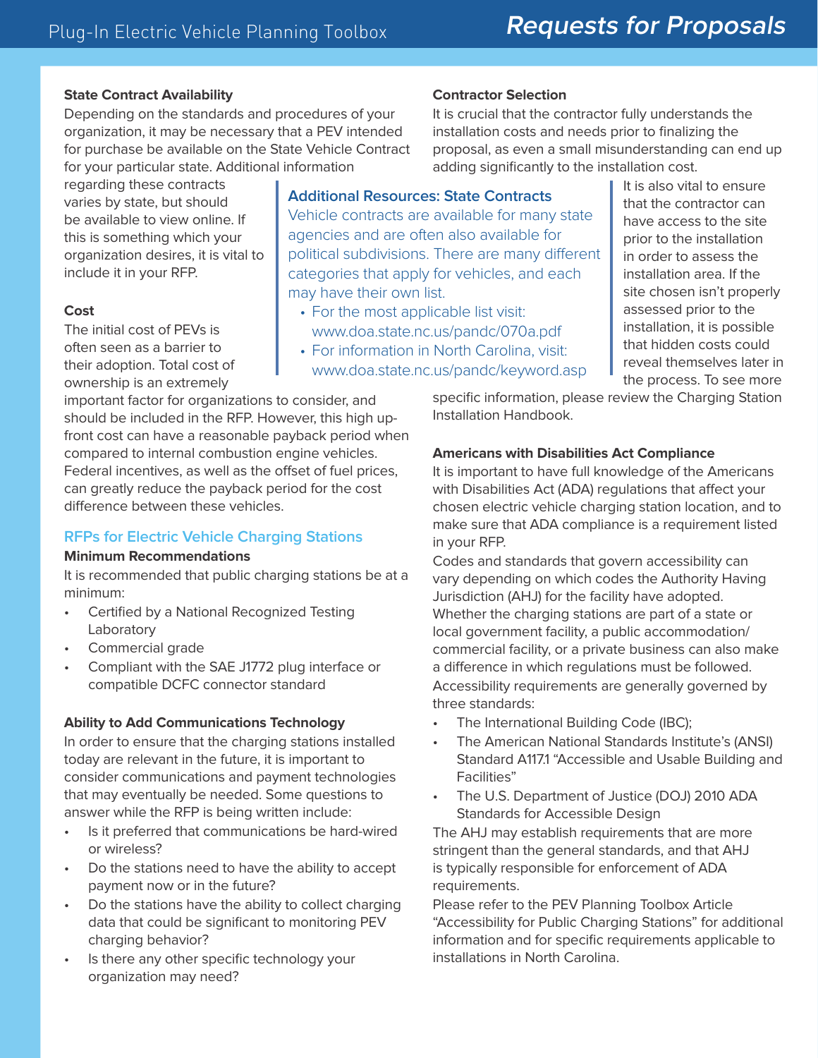### State Contract Availability

Depending on the standards and procedures of your organization, it may be necessary that a PEV intended for purchase be available on the State Vehicle Contract for your particular state. Additional information regarding these contracts varies by state, but should be available to view online. If this is something which your organization desires, it is vital to include it in your RFP.

> **Additional Resources: State Contracts**
>
> Vehicle contracts are available for many state agencies and are often also available for political subdivisions. There are many different categories that apply for vehicles, and each may have their own list.
>
> - For the most applicable list visit: www.doa.state.nc.us/pandc/070a.pdf
> - For information in North Carolina, visit: www.doa.state.nc.us/pandc/keyword.asp

### Cost

The initial cost of PEVs is often seen as a barrier to their adoption. Total cost of ownership is an extremely important factor for organizations to consider, and should be included in the RFP. However, this high up-front cost can have a reasonable payback period when compared to internal combustion engine vehicles. Federal incentives, as well as the offset of fuel prices, can greatly reduce the payback period for the cost difference between these vehicles.

## RFPs for Electric Vehicle Charging Stations

### Minimum Recommendations

It is recommended that public charging stations be at a minimum:

- Certified by a National Recognized Testing Laboratory
- Commercial grade
- Compliant with the SAE J1772 plug interface or compatible DCFC connector standard

### Ability to Add Communications Technology

In order to ensure that the charging stations installed today are relevant in the future, it is important to consider communications and payment technologies that may eventually be needed. Some questions to answer while the RFP is being written include:

- Is it preferred that communications be hard-wired or wireless?
- Do the stations need to have the ability to accept payment now or in the future?
- Do the stations have the ability to collect charging data that could be significant to monitoring PEV charging behavior?
- Is there any other specific technology your organization may need?

### Contractor Selection

It is crucial that the contractor fully understands the installation costs and needs prior to finalizing the proposal, as even a small misunderstanding can end up adding significantly to the installation cost.

It is also vital to ensure that the contractor can have access to the site prior to the installation in order to assess the installation area. If the site chosen isn't properly assessed prior to the installation, it is possible that hidden costs could reveal themselves later in the process. To see more specific information, please review the Charging Station Installation Handbook.

### Americans with Disabilities Act Compliance

It is important to have full knowledge of the Americans with Disabilities Act (ADA) regulations that affect your chosen electric vehicle charging station location, and to make sure that ADA compliance is a requirement listed in your RFP.

Codes and standards that govern accessibility can vary depending on which codes the Authority Having Jurisdiction (AHJ) for the facility have adopted. Whether the charging stations are part of a state or local government facility, a public accommodation/commercial facility, or a private business can also make a difference in which regulations must be followed.

Accessibility requirements are generally governed by three standards:

- The International Building Code (IBC);
- The American National Standards Institute's (ANSI) Standard A117.1 "Accessible and Usable Building and Facilities"
- The U.S. Department of Justice (DOJ) 2010 ADA Standards for Accessible Design

The AHJ may establish requirements that are more stringent than the general standards, and that AHJ is typically responsible for enforcement of ADA requirements.

Please refer to the PEV Planning Toolbox Article "Accessibility for Public Charging Stations" for additional information and for specific requirements applicable to installations in North Carolina.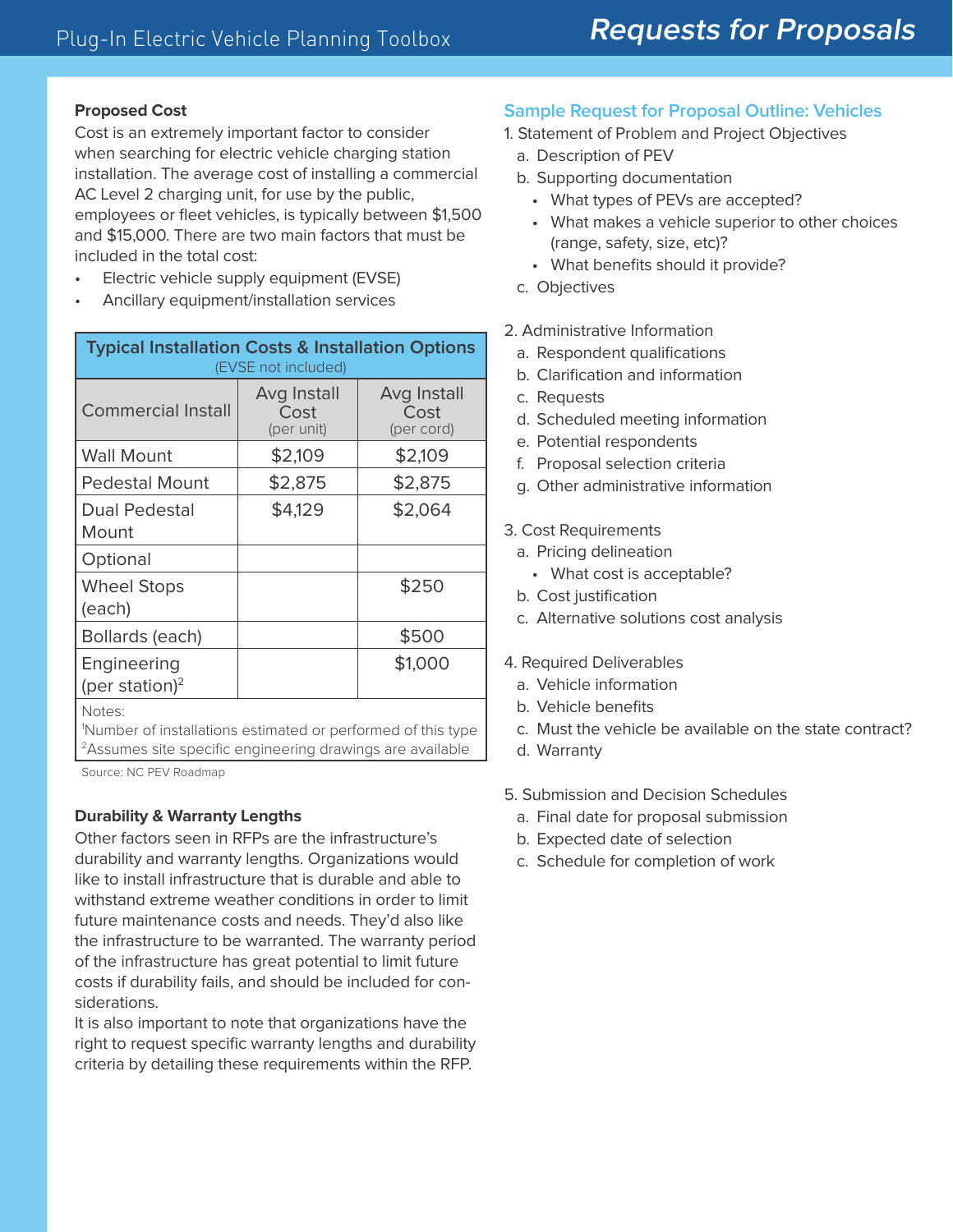**Proposed Cost**

Cost is an extremely important factor to consider when searching for electric vehicle charging station installation. The average cost of installing a commercial AC Level 2 charging unit, for use by the public, employees or fleet vehicles, is typically between $1,500 and $15,000. There are two main factors that must be included in the total cost:

- Electric vehicle supply equipment (EVSE)
- Ancillary equipment/installation services

| Typical Installation Costs & Installation Options (EVSE not included) | | |
|---|---|---|
| Commercial Install | Avg Install Cost (per unit) | Avg Install Cost (per cord) |
| Wall Mount | $2,109 | $2,109 |
| Pedestal Mount | $2,875 | $2,875 |
| Dual Pedestal Mount | $4,129 | $2,064 |
| Optional | | |
| Wheel Stops (each) | | $250 |
| Bollards (each) | | $500 |
| Engineering (per station)[2] | | $1,000 |

Notes:
[1]Number of installations estimated or performed of this type
[2]Assumes site specific engineering drawings are available

Source: NC PEV Roadmap

**Durability & Warranty Lengths**

Other factors seen in RFPs are the infrastructure's durability and warranty lengths. Organizations would like to install infrastructure that is durable and able to withstand extreme weather conditions in order to limit future maintenance costs and needs. They'd also like the infrastructure to be warranted. The warranty period of the infrastructure has great potential to limit future costs if durability fails, and should be included for considerations.

It is also important to note that organizations have the right to request specific warranty lengths and durability criteria by detailing these requirements within the RFP.

## Sample Request for Proposal Outline: Vehicles

1. Statement of Problem and Project Objectives
   a. Description of PEV
   b. Supporting documentation
      - What types of PEVs are accepted?
      - What makes a vehicle superior to other choices (range, safety, size, etc)?
      - What benefits should it provide?
   c. Objectives

2. Administrative Information
   a. Respondent qualifications
   b. Clarification and information
   c. Requests
   d. Scheduled meeting information
   e. Potential respondents
   f. Proposal selection criteria
   g. Other administrative information

3. Cost Requirements
   a. Pricing delineation
      - What cost is acceptable?
   b. Cost justification
   c. Alternative solutions cost analysis

4. Required Deliverables
   a. Vehicle information
   b. Vehicle benefits
   c. Must the vehicle be available on the state contract?
   d. Warranty

5. Submission and Decision Schedules
   a. Final date for proposal submission
   b. Expected date of selection
   c. Schedule for completion of work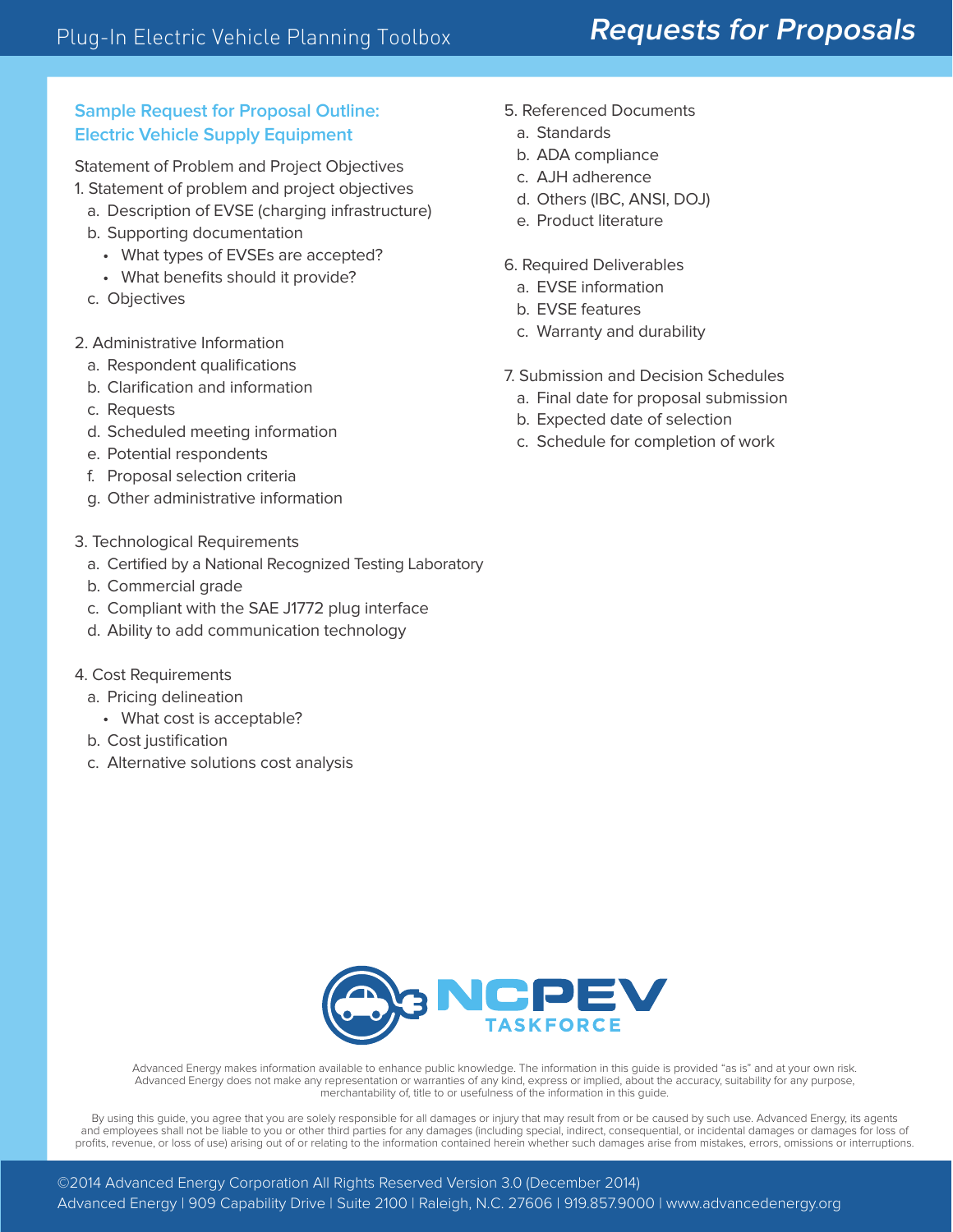## Sample Request for Proposal Outline: Electric Vehicle Supply Equipment

Statement of Problem and Project Objectives

1. Statement of problem and project objectives
   a. Description of EVSE (charging infrastructure)
   b. Supporting documentation
      - What types of EVSEs are accepted?
      - What benefits should it provide?
   c. Objectives

2. Administrative Information
   a. Respondent qualifications
   b. Clarification and information
   c. Requests
   d. Scheduled meeting information
   e. Potential respondents
   f. Proposal selection criteria
   g. Other administrative information

3. Technological Requirements
   a. Certified by a National Recognized Testing Laboratory
   b. Commercial grade
   c. Compliant with the SAE J1772 plug interface
   d. Ability to add communication technology

4. Cost Requirements
   a. Pricing delineation
      - What cost is acceptable?
   b. Cost justification
   c. Alternative solutions cost analysis

5. Referenced Documents
   a. Standards
   b. ADA compliance
   c. AJH adherence
   d. Others (IBC, ANSI, DOJ)
   e. Product literature

6. Required Deliverables
   a. EVSE information
   b. EVSE features
   c. Warranty and durability

7. Submission and Decision Schedules
   a. Final date for proposal submission
   b. Expected date of selection
   c. Schedule for completion of work

NCPEV TASKFORCE

Advanced Energy makes information available to enhance public knowledge. The information in this guide is provided "as is" and at your own risk. Advanced Energy does not make any representation or warranties of any kind, express or implied, about the accuracy, suitability for any purpose, merchantability of, title to or usefulness of the information in this guide.

By using this guide, you agree that you are solely responsible for all damages or injury that may result from or be caused by such use. Advanced Energy, its agents and employees shall not be liable to you or other third parties for any damages (including special, indirect, consequential, or incidental damages or damages for loss of profits, revenue, or loss of use) arising out of or relating to the information contained herein whether such damages arise from mistakes, errors, omissions or interruptions.

©2014 Advanced Energy Corporation All Rights Reserved Version 3.0 (December 2014)
Advanced Energy | 909 Capability Drive | Suite 2100 | Raleigh, N.C. 27606 | 919.857.9000 | www.advancedenergy.org